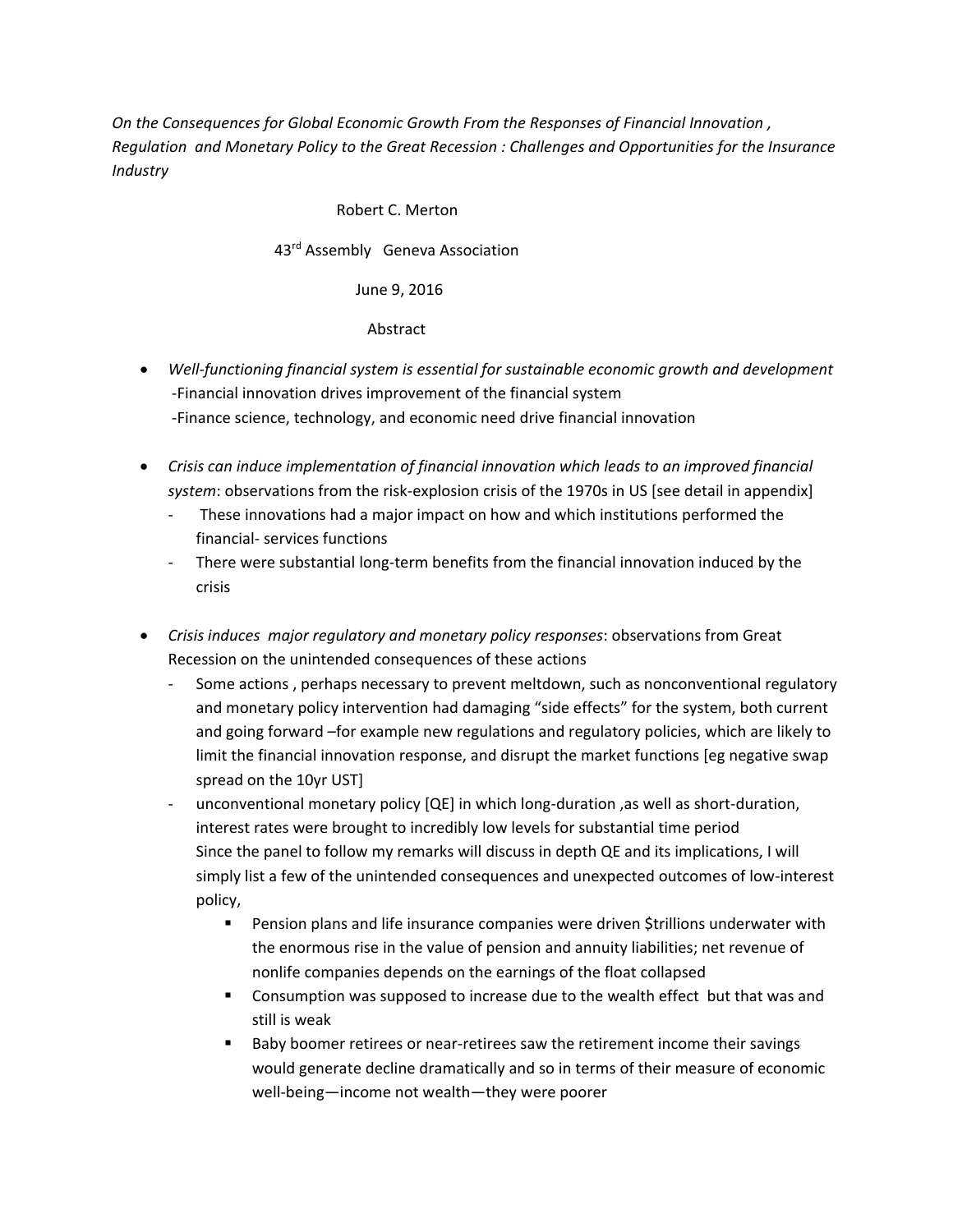*On the Consequences for Global Economic Growth From the Responses of Financial Innovation , Regulation and Monetary Policy to the Great Recession : Challenges and Opportunities for the Insurance Industry*

Robert C. Merton

43rd Assembly Geneva Association

June 9, 2016

Abstract

- *Well-functioning financial system is essential for sustainable economic growth and development*
  -Financial innovation drives improvement of the financial system
  -Finance science, technology, and economic need drive financial innovation

- *Crisis can induce implementation of financial innovation which leads to an improved financial system*: observations from the risk-explosion crisis of the 1970s in US [see detail in appendix]
  - These innovations had a major impact on how and which institutions performed the financial- services functions
  - There were substantial long-term benefits from the financial innovation induced by the crisis

- *Crisis induces major regulatory and monetary policy responses*: observations from Great Recession on the unintended consequences of these actions
  - Some actions , perhaps necessary to prevent meltdown, such as nonconventional regulatory and monetary policy intervention had damaging "side effects" for the system, both current and going forward –for example new regulations and regulatory policies, which are likely to limit the financial innovation response, and disrupt the market functions [eg negative swap spread on the 10yr UST]
  - unconventional monetary policy [QE] in which long-duration ,as well as short-duration, interest rates were brought to incredibly low levels for substantial time period
    Since the panel to follow my remarks will discuss in depth QE and its implications, I will simply list a few of the unintended consequences and unexpected outcomes of low-interest policy,
    - Pension plans and life insurance companies were driven $trillions underwater with the enormous rise in the value of pension and annuity liabilities; net revenue of nonlife companies depends on the earnings of the float collapsed
    - Consumption was supposed to increase due to the wealth effect but that was and still is weak
    - Baby boomer retirees or near-retirees saw the retirement income their savings would generate decline dramatically and so in terms of their measure of economic well-being—income not wealth—they were poorer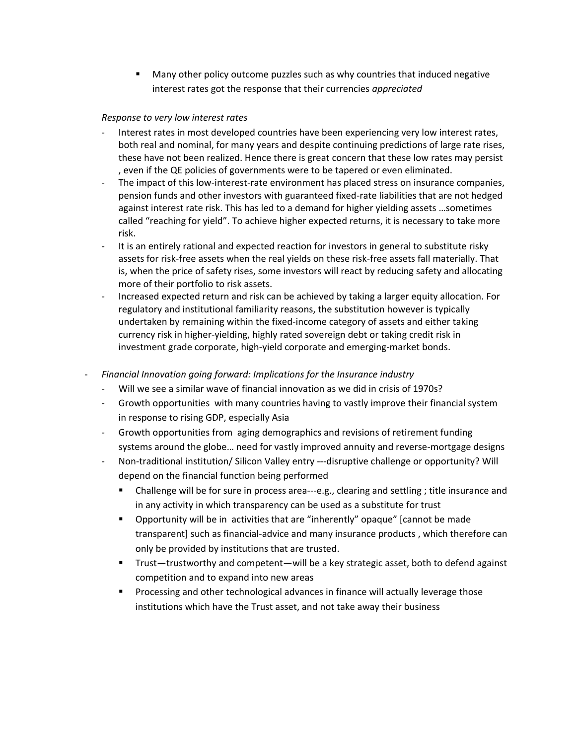- Many other policy outcome puzzles such as why countries that induced negative interest rates got the response that their currencies *appreciated*

*Response to very low interest rates*

- Interest rates in most developed countries have been experiencing very low interest rates, both real and nominal, for many years and despite continuing predictions of large rate rises, these have not been realized. Hence there is great concern that these low rates may persist , even if the QE policies of governments were to be tapered or even eliminated.
- The impact of this low-interest-rate environment has placed stress on insurance companies, pension funds and other investors with guaranteed fixed-rate liabilities that are not hedged against interest rate risk. This has led to a demand for higher yielding assets …sometimes called "reaching for yield". To achieve higher expected returns, it is necessary to take more risk.
- It is an entirely rational and expected reaction for investors in general to substitute risky assets for risk-free assets when the real yields on these risk-free assets fall materially. That is, when the price of safety rises, some investors will react by reducing safety and allocating more of their portfolio to risk assets.
- Increased expected return and risk can be achieved by taking a larger equity allocation. For regulatory and institutional familiarity reasons, the substitution however is typically undertaken by remaining within the fixed-income category of assets and either taking currency risk in higher-yielding, highly rated sovereign debt or taking credit risk in investment grade corporate, high-yield corporate and emerging-market bonds.

- *Financial Innovation going forward: Implications for the Insurance industry*
  - Will we see a similar wave of financial innovation as we did in crisis of 1970s?
  - Growth opportunities with many countries having to vastly improve their financial system in response to rising GDP, especially Asia
  - Growth opportunities from aging demographics and revisions of retirement funding systems around the globe… need for vastly improved annuity and reverse-mortgage designs
  - Non-traditional institution/ Silicon Valley entry ---disruptive challenge or opportunity? Will depend on the financial function being performed
    - Challenge will be for sure in process area---e.g., clearing and settling ; title insurance and in any activity in which transparency can be used as a substitute for trust
    - Opportunity will be in activities that are "inherently" opaque" [cannot be made transparent] such as financial-advice and many insurance products , which therefore can only be provided by institutions that are trusted.
    - Trust—trustworthy and competent—will be a key strategic asset, both to defend against competition and to expand into new areas
    - Processing and other technological advances in finance will actually leverage those institutions which have the Trust asset, and not take away their business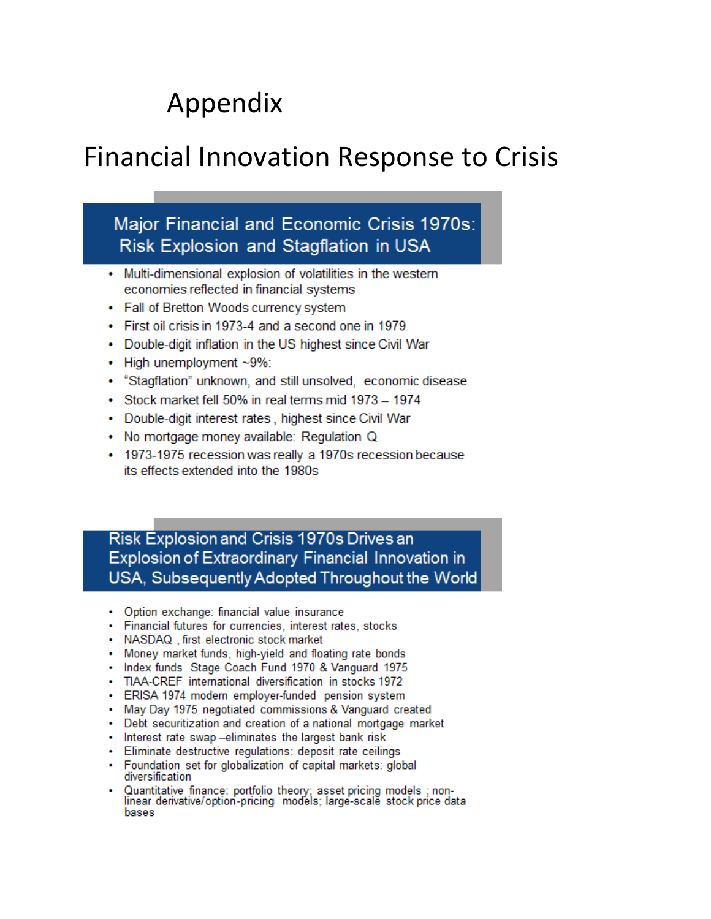# Appendix

## Financial Innovation Response to Crisis

### Major Financial and Economic Crisis 1970s: Risk Explosion and Stagflation in USA

- Multi-dimensional explosion of volatilities in the western economies reflected in financial systems
- Fall of Bretton Woods currency system
- First oil crisis in 1973-4 and a second one in 1979
- Double-digit inflation in the US highest since Civil War
- High unemployment ~9%:
- "Stagflation" unknown, and still unsolved, economic disease
- Stock market fell 50% in real terms mid 1973 – 1974
- Double-digit interest rates , highest since Civil War
- No mortgage money available: Regulation Q
- 1973-1975 recession was really a 1970s recession because its effects extended into the 1980s

### Risk Explosion and Crisis 1970s Drives an Explosion of Extraordinary Financial Innovation in USA, Subsequently Adopted Throughout the World

- Option exchange: financial value insurance
- Financial futures for currencies, interest rates, stocks
- NASDAQ , first electronic stock market
- Money market funds, high-yield and floating rate bonds
- Index funds Stage Coach Fund 1970 & Vanguard 1975
- TIAA-CREF international diversification in stocks 1972
- ERISA 1974 modern employer-funded pension system
- May Day 1975 negotiated commissions & Vanguard created
- Debt securitization and creation of a national mortgage market
- Interest rate swap –eliminates the largest bank risk
- Eliminate destructive regulations: deposit rate ceilings
- Foundation set for globalization of capital markets: global diversification
- Quantitative finance: portfolio theory; asset pricing models ; non-linear derivative/option-pricing models; large-scale stock price data bases